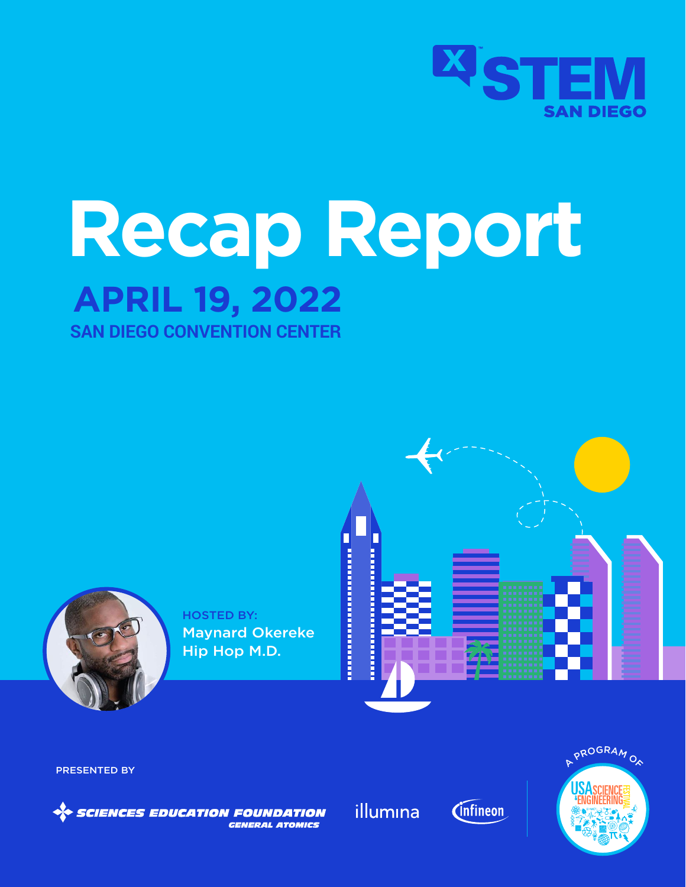X STEM SAN DIEGO

# Recap Report

## APRIL 19, 2022

### SAN DIEGO CONVENTION CENTER

HOSTED BY:
Maynard Okereke
Hip Hop M.D.

PRESENTED BY

SCIENCES EDUCATION FOUNDATION
GENERAL ATOMICS

illumina

infineon

A PROGRAM OF

USA SCIENCE & ENGINEERING FESTIVAL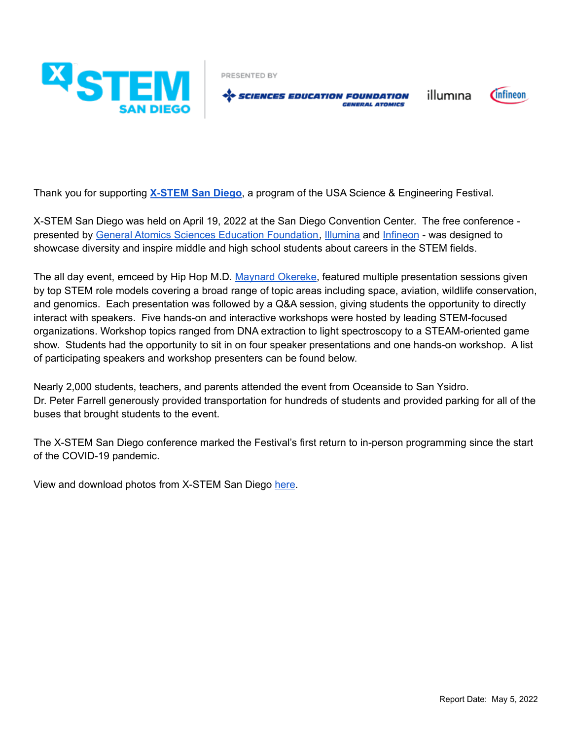X-STEM SAN DIEGO

PRESENTED BY

SCIENCES EDUCATION FOUNDATION GENERAL ATOMICS illumina infineon

Thank you for supporting **X-STEM San Diego**, a program of the USA Science & Engineering Festival.

X-STEM San Diego was held on April 19, 2022 at the San Diego Convention Center. The free conference - presented by General Atomics Sciences Education Foundation, Illumina and Infineon - was designed to showcase diversity and inspire middle and high school students about careers in the STEM fields.

The all day event, emceed by Hip Hop M.D. Maynard Okereke, featured multiple presentation sessions given by top STEM role models covering a broad range of topic areas including space, aviation, wildlife conservation, and genomics. Each presentation was followed by a Q&A session, giving students the opportunity to directly interact with speakers. Five hands-on and interactive workshops were hosted by leading STEM-focused organizations. Workshop topics ranged from DNA extraction to light spectroscopy to a STEAM-oriented game show. Students had the opportunity to sit in on four speaker presentations and one hands-on workshop. A list of participating speakers and workshop presenters can be found below.

Nearly 2,000 students, teachers, and parents attended the event from Oceanside to San Ysidro.
Dr. Peter Farrell generously provided transportation for hundreds of students and provided parking for all of the buses that brought students to the event.

The X-STEM San Diego conference marked the Festival's first return to in-person programming since the start of the COVID-19 pandemic.

View and download photos from X-STEM San Diego here.

Report Date: May 5, 2022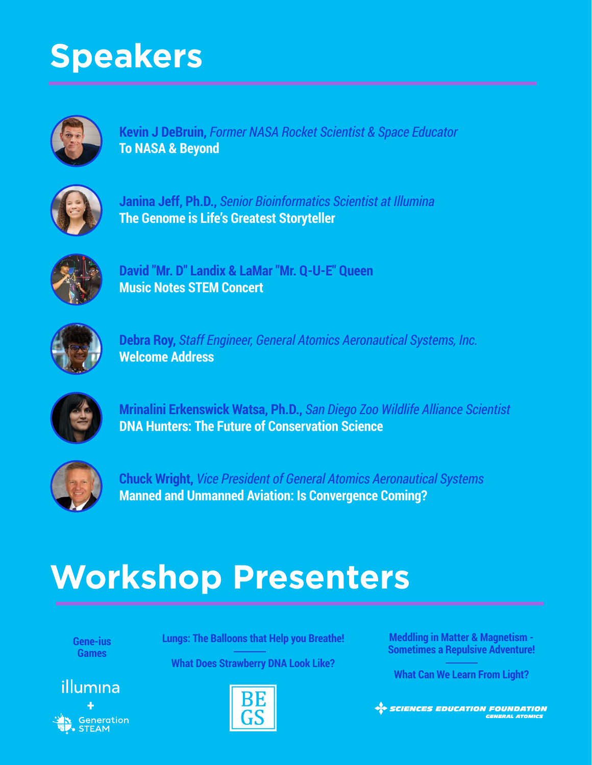# Speakers

**Kevin J DeBruin,** *Former NASA Rocket Scientist & Space Educator*
**To NASA & Beyond**

**Janina Jeff, Ph.D.,** *Senior Bioinformatics Scientist at Illumina*
**The Genome is Life's Greatest Storyteller**

**David "Mr. D" Landix & LaMar "Mr. Q-U-E" Queen**
**Music Notes STEM Concert**

**Debra Roy,** *Staff Engineer, General Atomics Aeronautical Systems, Inc.*
**Welcome Address**

**Mrinalini Erkenswick Watsa, Ph.D.,** *San Diego Zoo Wildlife Alliance Scientist*
**DNA Hunters: The Future of Conservation Science**

**Chuck Wright,** *Vice President of General Atomics Aeronautical Systems*
**Manned and Unmanned Aviation: Is Convergence Coming?**

# Workshop Presenters

**Gene-ius Games**

illumina + Generation STEAM

**Lungs: The Balloons that Help you Breathe!**

**What Does Strawberry DNA Look Like?**

BEGS

**Meddling in Matter & Magnetism - Sometimes a Repulsive Adventure!**

**What Can We Learn From Light?**

SCIENCES EDUCATION FOUNDATION
GENERAL ATOMICS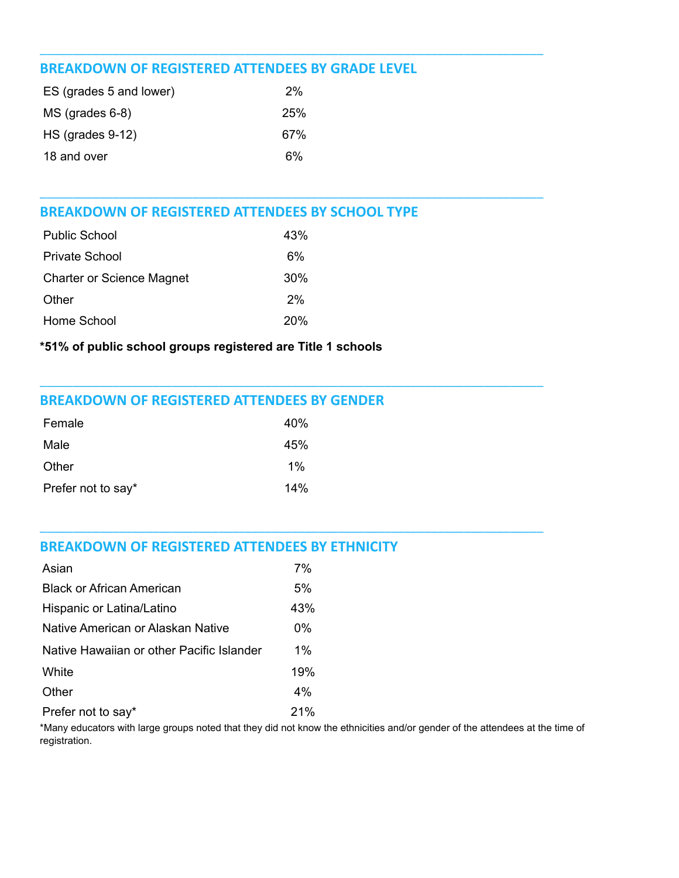## BREAKDOWN OF REGISTERED ATTENDEES BY GRADE LEVEL

| | |
|---|---|
| ES (grades 5 and lower) | 2% |
| MS (grades 6-8) | 25% |
| HS (grades 9-12) | 67% |
| 18 and over | 6% |

## BREAKDOWN OF REGISTERED ATTENDEES BY SCHOOL TYPE

| | |
|---|---|
| Public School | 43% |
| Private School | 6% |
| Charter or Science Magnet | 30% |
| Other | 2% |
| Home School | 20% |

**\*51% of public school groups registered are Title 1 schools**

## BREAKDOWN OF REGISTERED ATTENDEES BY GENDER

| | |
|---|---|
| Female | 40% |
| Male | 45% |
| Other | 1% |
| Prefer not to say* | 14% |

## BREAKDOWN OF REGISTERED ATTENDEES BY ETHNICITY

| | |
|---|---|
| Asian | 7% |
| Black or African American | 5% |
| Hispanic or Latina/Latino | 43% |
| Native American or Alaskan Native | 0% |
| Native Hawaiian or other Pacific Islander | 1% |
| White | 19% |
| Other | 4% |
| Prefer not to say* | 21% |

*Many educators with large groups noted that they did not know the ethnicities and/or gender of the attendees at the time of registration.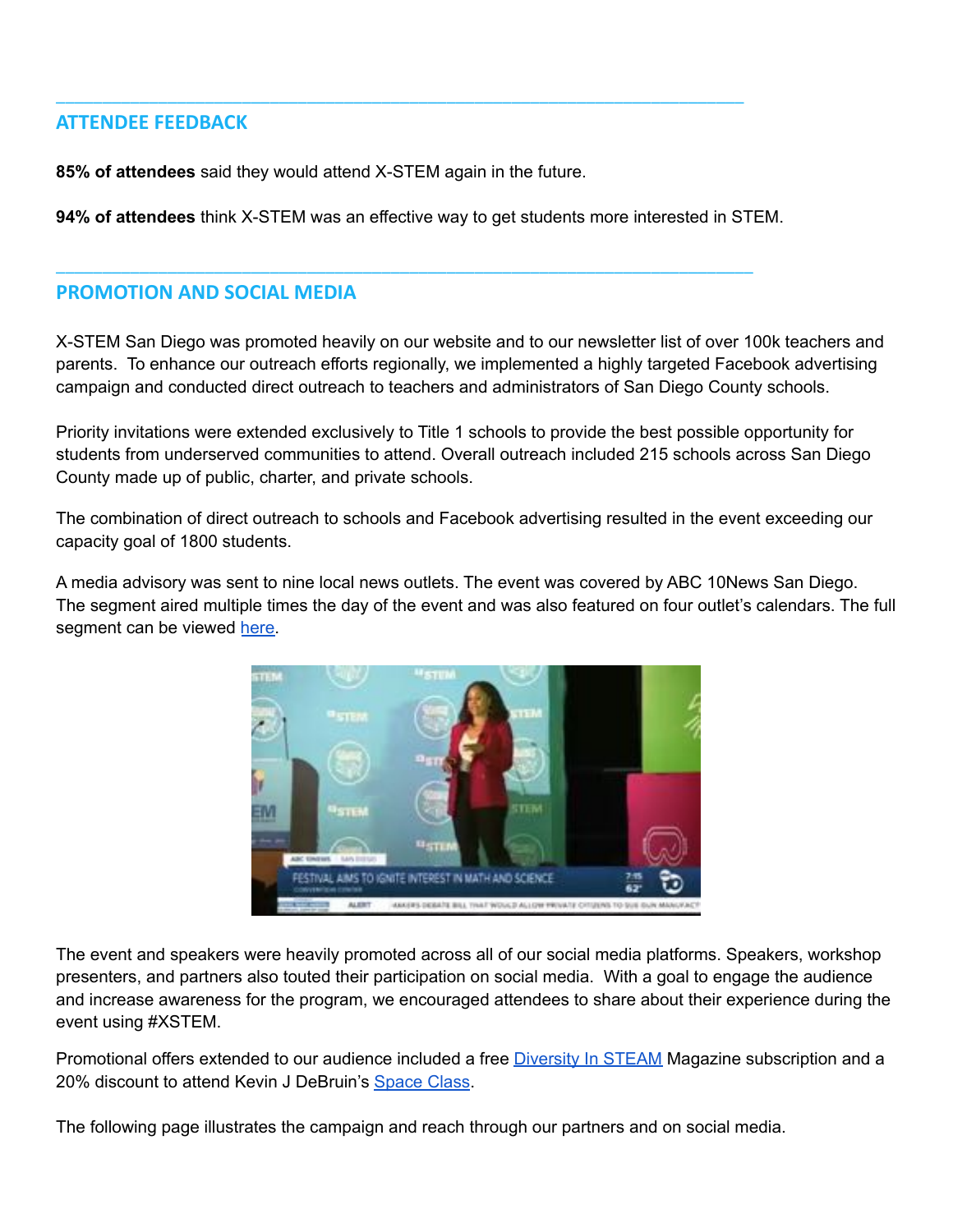## ATTENDEE FEEDBACK

**85% of attendees** said they would attend X-STEM again in the future.

**94% of attendees** think X-STEM was an effective way to get students more interested in STEM.

## PROMOTION AND SOCIAL MEDIA

X-STEM San Diego was promoted heavily on our website and to our newsletter list of over 100k teachers and parents. To enhance our outreach efforts regionally, we implemented a highly targeted Facebook advertising campaign and conducted direct outreach to teachers and administrators of San Diego County schools.

Priority invitations were extended exclusively to Title 1 schools to provide the best possible opportunity for students from underserved communities to attend. Overall outreach included 215 schools across San Diego County made up of public, charter, and private schools.

The combination of direct outreach to schools and Facebook advertising resulted in the event exceeding our capacity goal of 1800 students.

A media advisory was sent to nine local news outlets. The event was covered by ABC 10News San Diego. The segment aired multiple times the day of the event and was also featured on four outlet's calendars. The full segment can be viewed here.

The event and speakers were heavily promoted across all of our social media platforms. Speakers, workshop presenters, and partners also touted their participation on social media. With a goal to engage the audience and increase awareness for the program, we encouraged attendees to share about their experience during the event using #XSTEM.

Promotional offers extended to our audience included a free Diversity In STEAM Magazine subscription and a 20% discount to attend Kevin J DeBruin's Space Class.

The following page illustrates the campaign and reach through our partners and on social media.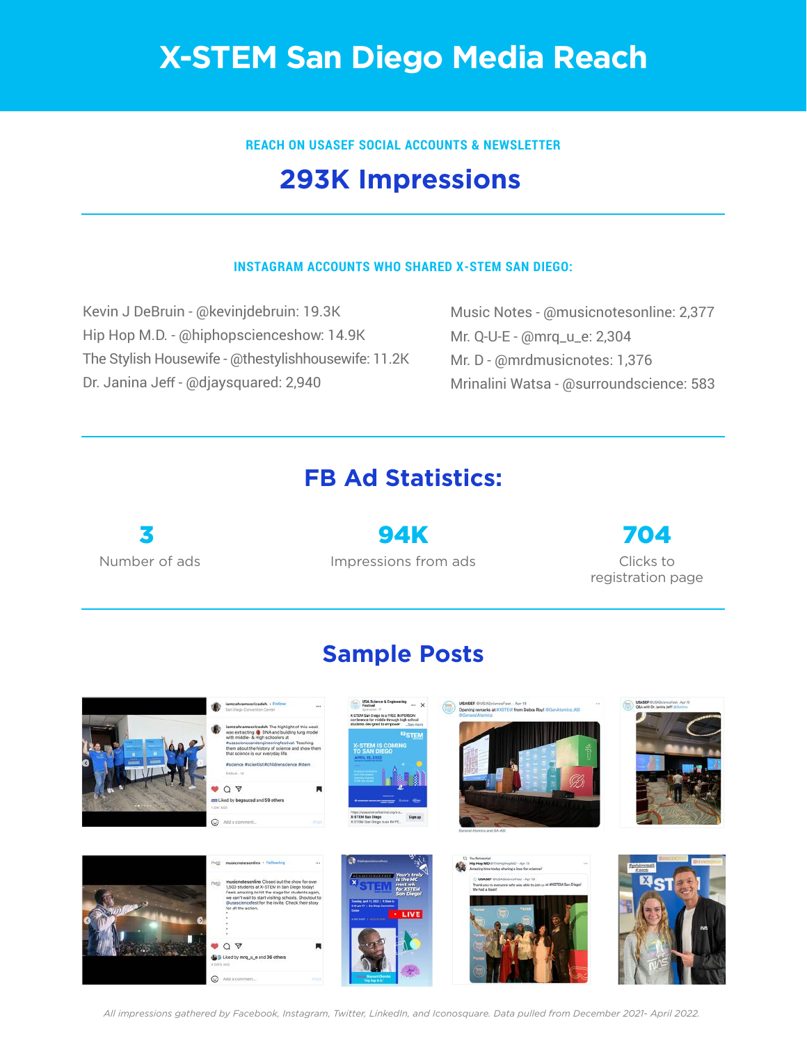# X-STEM San Diego Media Reach

### REACH ON USASEF SOCIAL ACCOUNTS & NEWSLETTER

## 293K Impressions

---

### INSTAGRAM ACCOUNTS WHO SHARED X-STEM SAN DIEGO:

- Kevin J DeBruin - @kevinjdebruin: 19.3K
- Hip Hop M.D. - @hiphopscienceshow: 14.9K
- The Stylish Housewife - @thestylishhousewife: 11.2K
- Dr. Janina Jeff - @djaysquared: 2,940
- Music Notes - @musicnotesonline: 2,377
- Mr. Q-U-E - @mrq_u_e: 2,304
- Mr. D - @mrdmusicnotes: 1,376
- Mrinalini Watsa - @surroundscience: 583

---

## FB Ad Statistics:

| 3 | 94K | 704 |
|---|---|---|
| Number of ads | Impressions from ads | Clicks to registration page |

---

## Sample Posts

*All impressions gathered by Facebook, Instagram, Twitter, LinkedIn, and Iconosquare. Data pulled from December 2021- April 2022.*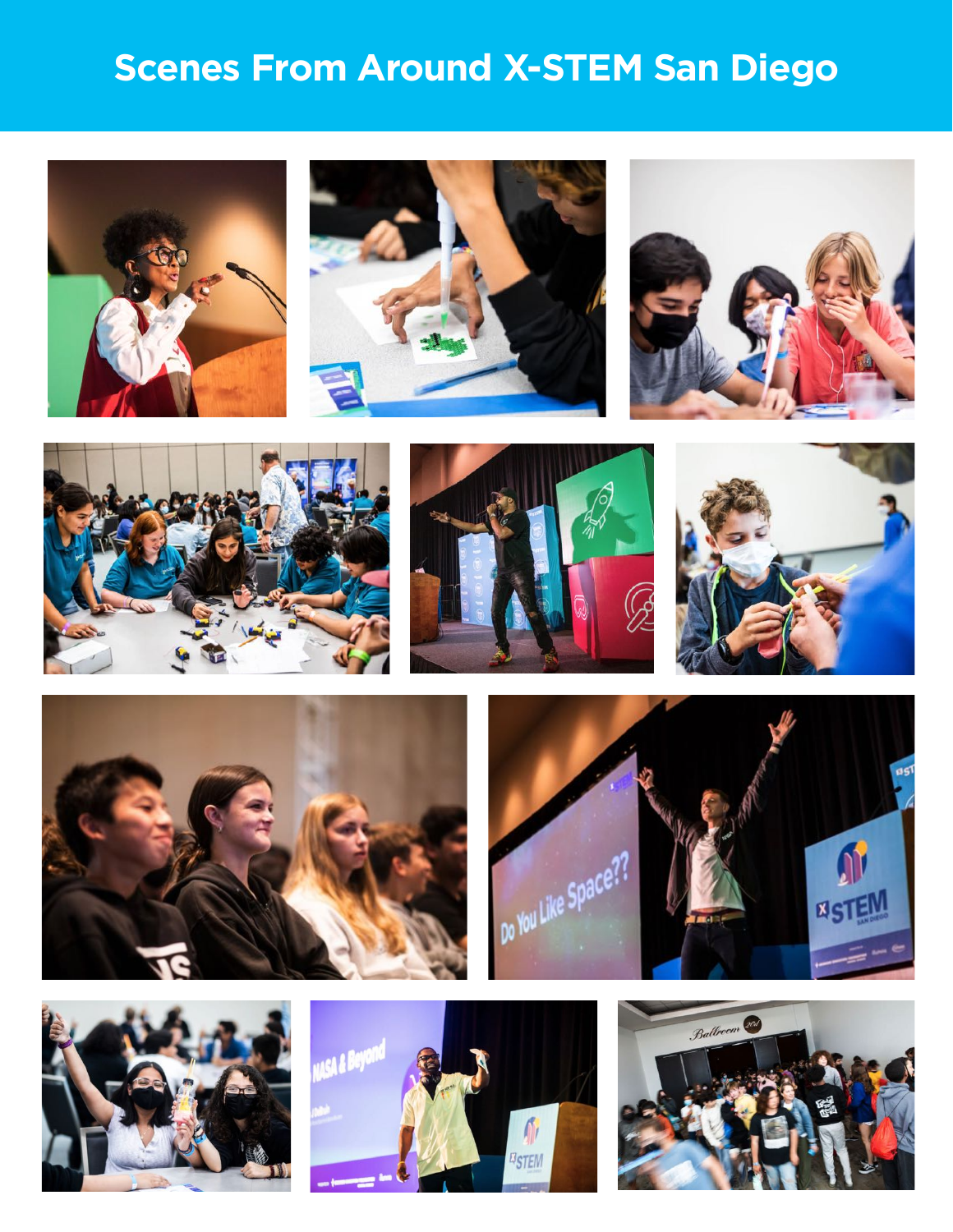# Scenes From Around X-STEM San Diego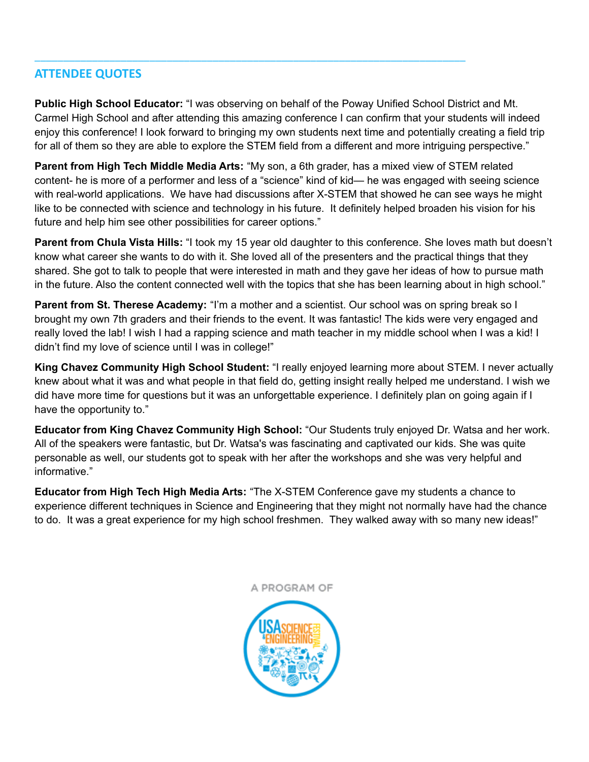## ATTENDEE QUOTES

**Public High School Educator:** "I was observing on behalf of the Poway Unified School District and Mt. Carmel High School and after attending this amazing conference I can confirm that your students will indeed enjoy this conference! I look forward to bringing my own students next time and potentially creating a field trip for all of them so they are able to explore the STEM field from a different and more intriguing perspective."

**Parent from High Tech Middle Media Arts:** "My son, a 6th grader, has a mixed view of STEM related content- he is more of a performer and less of a "science" kind of kid— he was engaged with seeing science with real-world applications. We have had discussions after X-STEM that showed he can see ways he might like to be connected with science and technology in his future. It definitely helped broaden his vision for his future and help him see other possibilities for career options."

**Parent from Chula Vista Hills:** "I took my 15 year old daughter to this conference. She loves math but doesn't know what career she wants to do with it. She loved all of the presenters and the practical things that they shared. She got to talk to people that were interested in math and they gave her ideas of how to pursue math in the future. Also the content connected well with the topics that she has been learning about in high school."

**Parent from St. Therese Academy:** "I'm a mother and a scientist. Our school was on spring break so I brought my own 7th graders and their friends to the event. It was fantastic! The kids were very engaged and really loved the lab! I wish I had a rapping science and math teacher in my middle school when I was a kid! I didn't find my love of science until I was in college!"

**King Chavez Community High School Student:** "I really enjoyed learning more about STEM. I never actually knew about what it was and what people in that field do, getting insight really helped me understand. I wish we did have more time for questions but it was an unforgettable experience. I definitely plan on going again if I have the opportunity to."

**Educator from King Chavez Community High School:** "Our Students truly enjoyed Dr. Watsa and her work. All of the speakers were fantastic, but Dr. Watsa's was fascinating and captivated our kids. She was quite personable as well, our students got to speak with her after the workshops and she was very helpful and informative."

**Educator from High Tech High Media Arts:** "The X-STEM Conference gave my students a chance to experience different techniques in Science and Engineering that they might not normally have had the chance to do. It was a great experience for my high school freshmen. They walked away with so many new ideas!"

A PROGRAM OF

USA SCIENCE & ENGINEERING FESTIVAL